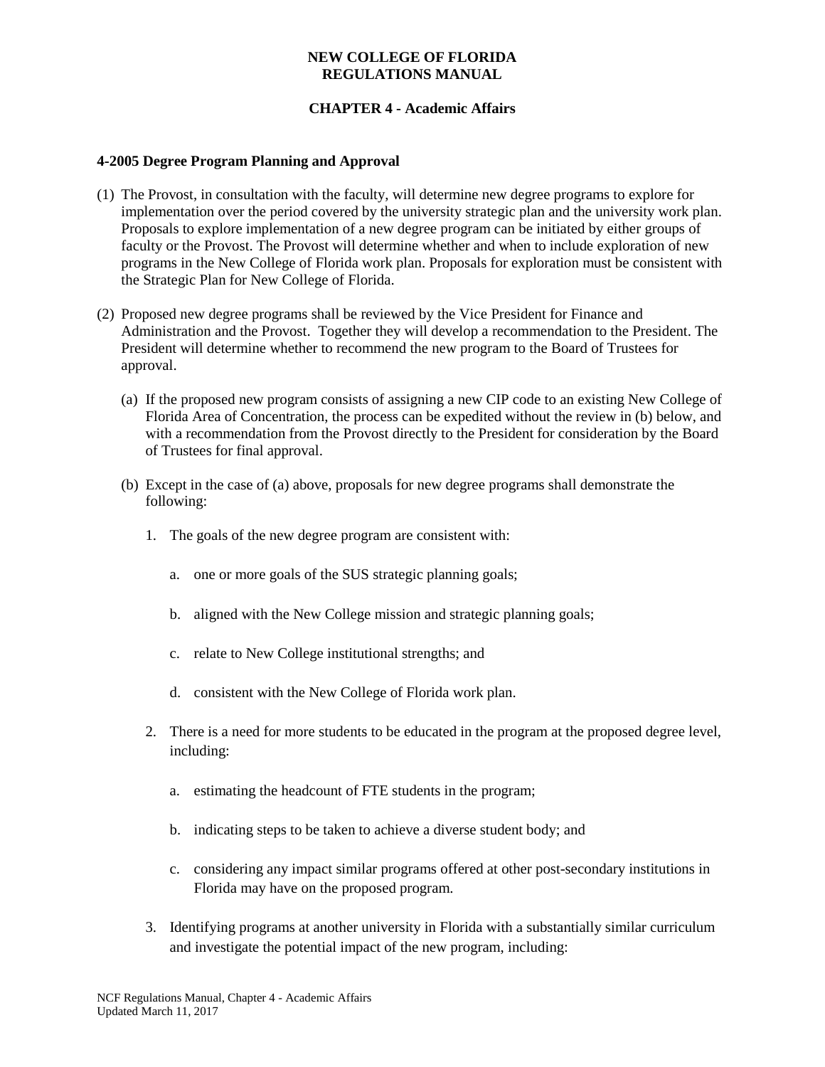**NEW COLLEGE OF FLORIDA**
**REGULATIONS MANUAL**

**CHAPTER 4 - Academic Affairs**

### 4-2005 Degree Program Planning and Approval

(1) The Provost, in consultation with the faculty, will determine new degree programs to explore for implementation over the period covered by the university strategic plan and the university work plan. Proposals to explore implementation of a new degree program can be initiated by either groups of faculty or the Provost. The Provost will determine whether and when to include exploration of new programs in the New College of Florida work plan. Proposals for exploration must be consistent with the Strategic Plan for New College of Florida.

(2) Proposed new degree programs shall be reviewed by the Vice President for Finance and Administration and the Provost. Together they will develop a recommendation to the President. The President will determine whether to recommend the new program to the Board of Trustees for approval.

  (a) If the proposed new program consists of assigning a new CIP code to an existing New College of Florida Area of Concentration, the process can be expedited without the review in (b) below, and with a recommendation from the Provost directly to the President for consideration by the Board of Trustees for final approval.

  (b) Except in the case of (a) above, proposals for new degree programs shall demonstrate the following:

    1. The goals of the new degree program are consistent with:

      a. one or more goals of the SUS strategic planning goals;

      b. aligned with the New College mission and strategic planning goals;

      c. relate to New College institutional strengths; and

      d. consistent with the New College of Florida work plan.

    2. There is a need for more students to be educated in the program at the proposed degree level, including:

      a. estimating the headcount of FTE students in the program;

      b. indicating steps to be taken to achieve a diverse student body; and

      c. considering any impact similar programs offered at other post-secondary institutions in Florida may have on the proposed program.

    3. Identifying programs at another university in Florida with a substantially similar curriculum and investigate the potential impact of the new program, including: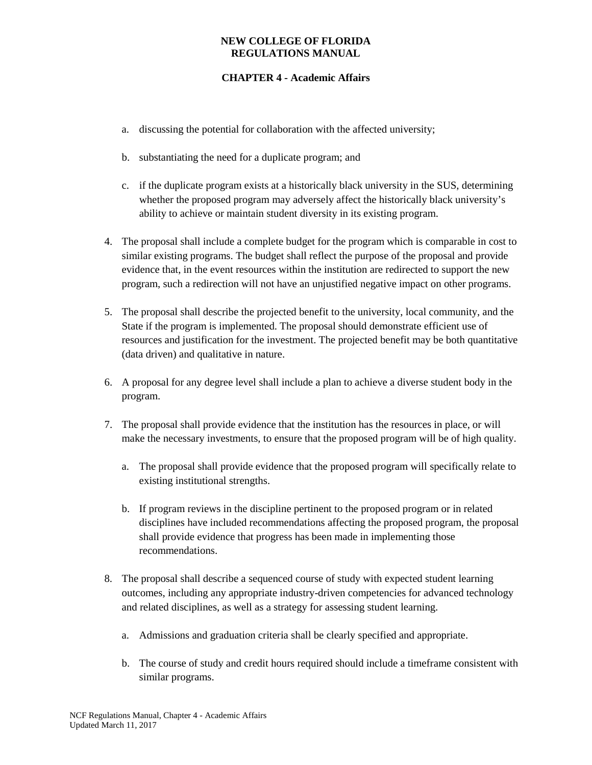a. discussing the potential for collaboration with the affected university;

   b. substantiating the need for a duplicate program; and

   c. if the duplicate program exists at a historically black university in the SUS, determining whether the proposed program may adversely affect the historically black university's ability to achieve or maintain student diversity in its existing program.

4. The proposal shall include a complete budget for the program which is comparable in cost to similar existing programs. The budget shall reflect the purpose of the proposal and provide evidence that, in the event resources within the institution are redirected to support the new program, such a redirection will not have an unjustified negative impact on other programs.

5. The proposal shall describe the projected benefit to the university, local community, and the State if the program is implemented. The proposal should demonstrate efficient use of resources and justification for the investment. The projected benefit may be both quantitative (data driven) and qualitative in nature.

6. A proposal for any degree level shall include a plan to achieve a diverse student body in the program.

7. The proposal shall provide evidence that the institution has the resources in place, or will make the necessary investments, to ensure that the proposed program will be of high quality.

   a. The proposal shall provide evidence that the proposed program will specifically relate to existing institutional strengths.

   b. If program reviews in the discipline pertinent to the proposed program or in related disciplines have included recommendations affecting the proposed program, the proposal shall provide evidence that progress has been made in implementing those recommendations.

8. The proposal shall describe a sequenced course of study with expected student learning outcomes, including any appropriate industry-driven competencies for advanced technology and related disciplines, as well as a strategy for assessing student learning.

   a. Admissions and graduation criteria shall be clearly specified and appropriate.

   b. The course of study and credit hours required should include a timeframe consistent with similar programs.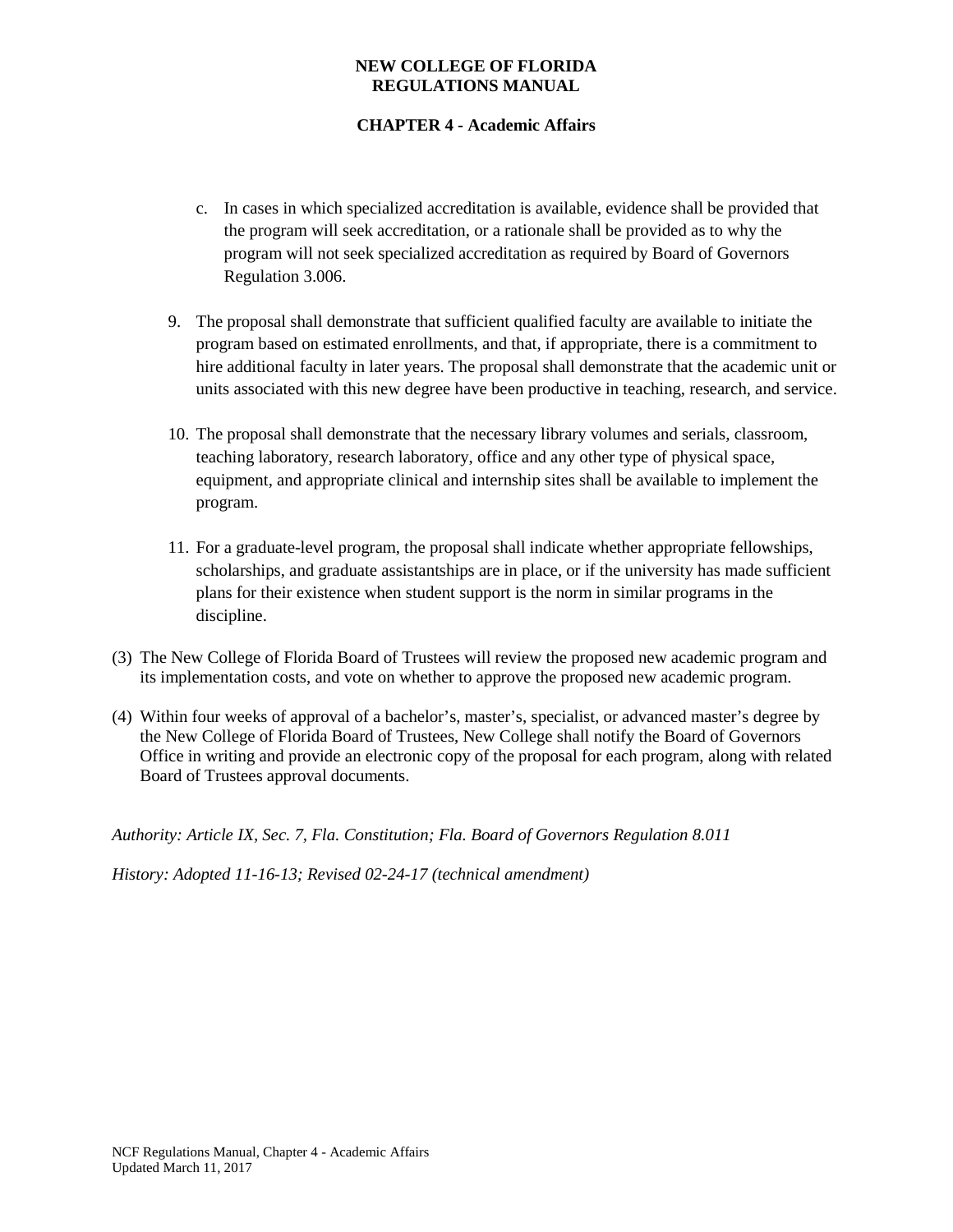c. In cases in which specialized accreditation is available, evidence shall be provided that the program will seek accreditation, or a rationale shall be provided as to why the program will not seek specialized accreditation as required by Board of Governors Regulation 3.006.

9. The proposal shall demonstrate that sufficient qualified faculty are available to initiate the program based on estimated enrollments, and that, if appropriate, there is a commitment to hire additional faculty in later years. The proposal shall demonstrate that the academic unit or units associated with this new degree have been productive in teaching, research, and service.

10. The proposal shall demonstrate that the necessary library volumes and serials, classroom, teaching laboratory, research laboratory, office and any other type of physical space, equipment, and appropriate clinical and internship sites shall be available to implement the program.

11. For a graduate-level program, the proposal shall indicate whether appropriate fellowships, scholarships, and graduate assistantships are in place, or if the university has made sufficient plans for their existence when student support is the norm in similar programs in the discipline.

(3) The New College of Florida Board of Trustees will review the proposed new academic program and its implementation costs, and vote on whether to approve the proposed new academic program.

(4) Within four weeks of approval of a bachelor's, master's, specialist, or advanced master's degree by the New College of Florida Board of Trustees, New College shall notify the Board of Governors Office in writing and provide an electronic copy of the proposal for each program, along with related Board of Trustees approval documents.

*Authority: Article IX, Sec. 7, Fla. Constitution; Fla. Board of Governors Regulation 8.011*

*History: Adopted 11-16-13; Revised 02-24-17 (technical amendment)*